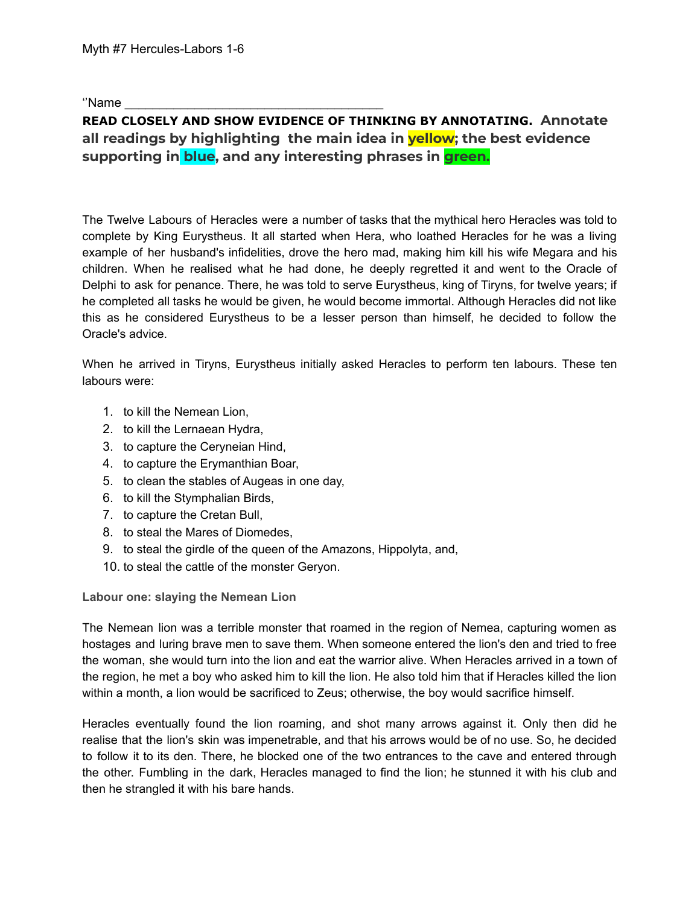Myth #7 Hercules-Labors 1-6

''Name ___________________________________

**READ CLOSELY AND SHOW EVIDENCE OF THINKING BY ANNOTATING. Annotate all readings by highlighting the main idea in yellow; the best evidence supporting in blue, and any interesting phrases in green.**

The Twelve Labours of Heracles were a number of tasks that the mythical hero Heracles was told to complete by King Eurystheus. It all started when Hera, who loathed Heracles for he was a living example of her husband's infidelities, drove the hero mad, making him kill his wife Megara and his children. When he realised what he had done, he deeply regretted it and went to the Oracle of Delphi to ask for penance. There, he was told to serve Eurystheus, king of Tiryns, for twelve years; if he completed all tasks he would be given, he would become immortal. Although Heracles did not like this as he considered Eurystheus to be a lesser person than himself, he decided to follow the Oracle's advice.

When he arrived in Tiryns, Eurystheus initially asked Heracles to perform ten labours. These ten labours were:

1. to kill the Nemean Lion,
2. to kill the Lernaean Hydra,
3. to capture the Ceryneian Hind,
4. to capture the Erymanthian Boar,
5. to clean the stables of Augeas in one day,
6. to kill the Stymphalian Birds,
7. to capture the Cretan Bull,
8. to steal the Mares of Diomedes,
9. to steal the girdle of the queen of the Amazons, Hippolyta, and,
10. to steal the cattle of the monster Geryon.

**Labour one: slaying the Nemean Lion**

The Nemean lion was a terrible monster that roamed in the region of Nemea, capturing women as hostages and luring brave men to save them. When someone entered the lion's den and tried to free the woman, she would turn into the lion and eat the warrior alive. When Heracles arrived in a town of the region, he met a boy who asked him to kill the lion. He also told him that if Heracles killed the lion within a month, a lion would be sacrificed to Zeus; otherwise, the boy would sacrifice himself.

Heracles eventually found the lion roaming, and shot many arrows against it. Only then did he realise that the lion's skin was impenetrable, and that his arrows would be of no use. So, he decided to follow it to its den. There, he blocked one of the two entrances to the cave and entered through the other. Fumbling in the dark, Heracles managed to find the lion; he stunned it with his club and then he strangled it with his bare hands.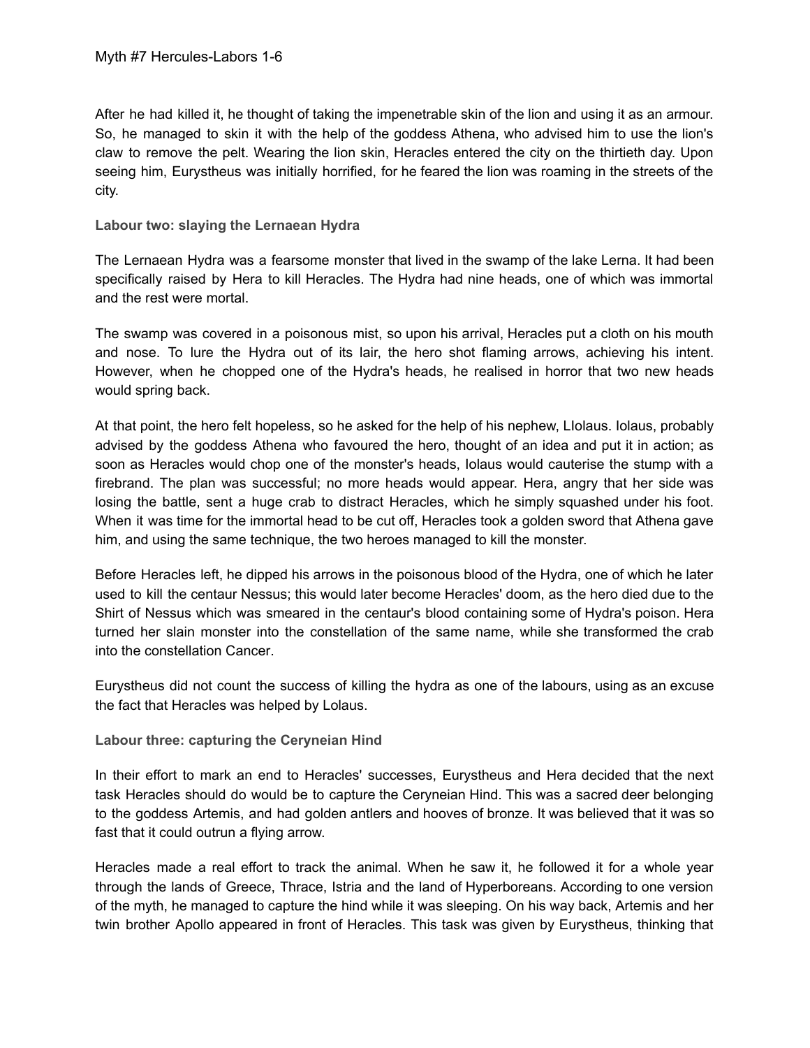After he had killed it, he thought of taking the impenetrable skin of the lion and using it as an armour. So, he managed to skin it with the help of the goddess Athena, who advised him to use the lion's claw to remove the pelt. Wearing the lion skin, Heracles entered the city on the thirtieth day. Upon seeing him, Eurystheus was initially horrified, for he feared the lion was roaming in the streets of the city.

**Labour two: slaying the Lernaean Hydra**

The Lernaean Hydra was a fearsome monster that lived in the swamp of the lake Lerna. It had been specifically raised by Hera to kill Heracles. The Hydra had nine heads, one of which was immortal and the rest were mortal.

The swamp was covered in a poisonous mist, so upon his arrival, Heracles put a cloth on his mouth and nose. To lure the Hydra out of its lair, the hero shot flaming arrows, achieving his intent. However, when he chopped one of the Hydra's heads, he realised in horror that two new heads would spring back.

At that point, the hero felt hopeless, so he asked for the help of his nephew, LIolaus. Iolaus, probably advised by the goddess Athena who favoured the hero, thought of an idea and put it in action; as soon as Heracles would chop one of the monster's heads, Iolaus would cauterise the stump with a firebrand. The plan was successful; no more heads would appear. Hera, angry that her side was losing the battle, sent a huge crab to distract Heracles, which he simply squashed under his foot. When it was time for the immortal head to be cut off, Heracles took a golden sword that Athena gave him, and using the same technique, the two heroes managed to kill the monster.

Before Heracles left, he dipped his arrows in the poisonous blood of the Hydra, one of which he later used to kill the centaur Nessus; this would later become Heracles' doom, as the hero died due to the Shirt of Nessus which was smeared in the centaur's blood containing some of Hydra's poison. Hera turned her slain monster into the constellation of the same name, while she transformed the crab into the constellation Cancer.

Eurystheus did not count the success of killing the hydra as one of the labours, using as an excuse the fact that Heracles was helped by Lolaus.

**Labour three: capturing the Ceryneian Hind**

In their effort to mark an end to Heracles' successes, Eurystheus and Hera decided that the next task Heracles should do would be to capture the Ceryneian Hind. This was a sacred deer belonging to the goddess Artemis, and had golden antlers and hooves of bronze. It was believed that it was so fast that it could outrun a flying arrow.

Heracles made a real effort to track the animal. When he saw it, he followed it for a whole year through the lands of Greece, Thrace, Istria and the land of Hyperboreans. According to one version of the myth, he managed to capture the hind while it was sleeping. On his way back, Artemis and her twin brother Apollo appeared in front of Heracles. This task was given by Eurystheus, thinking that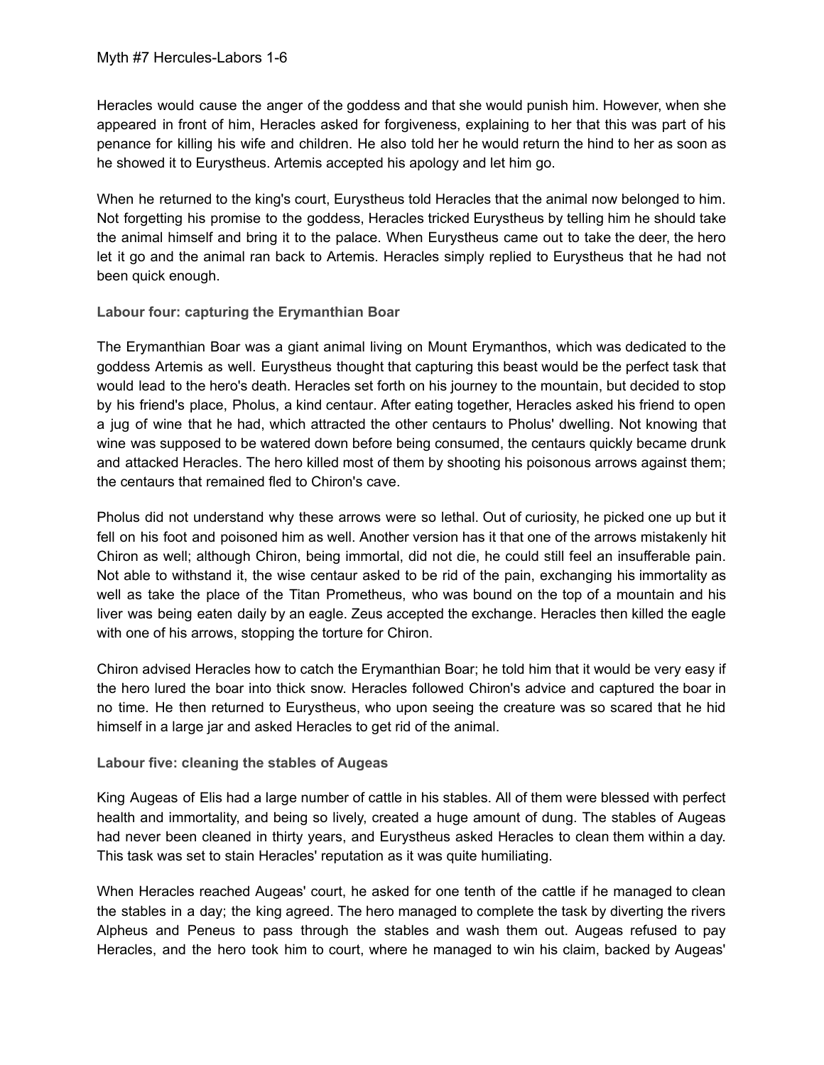Heracles would cause the anger of the goddess and that she would punish him. However, when she appeared in front of him, Heracles asked for forgiveness, explaining to her that this was part of his penance for killing his wife and children. He also told her he would return the hind to her as soon as he showed it to Eurystheus. Artemis accepted his apology and let him go.

When he returned to the king's court, Eurystheus told Heracles that the animal now belonged to him. Not forgetting his promise to the goddess, Heracles tricked Eurystheus by telling him he should take the animal himself and bring it to the palace. When Eurystheus came out to take the deer, the hero let it go and the animal ran back to Artemis. Heracles simply replied to Eurystheus that he had not been quick enough.

### Labour four: capturing the Erymanthian Boar

The Erymanthian Boar was a giant animal living on Mount Erymanthos, which was dedicated to the goddess Artemis as well. Eurystheus thought that capturing this beast would be the perfect task that would lead to the hero's death. Heracles set forth on his journey to the mountain, but decided to stop by his friend's place, Pholus, a kind centaur. After eating together, Heracles asked his friend to open a jug of wine that he had, which attracted the other centaurs to Pholus' dwelling. Not knowing that wine was supposed to be watered down before being consumed, the centaurs quickly became drunk and attacked Heracles. The hero killed most of them by shooting his poisonous arrows against them; the centaurs that remained fled to Chiron's cave.

Pholus did not understand why these arrows were so lethal. Out of curiosity, he picked one up but it fell on his foot and poisoned him as well. Another version has it that one of the arrows mistakenly hit Chiron as well; although Chiron, being immortal, did not die, he could still feel an insufferable pain. Not able to withstand it, the wise centaur asked to be rid of the pain, exchanging his immortality as well as take the place of the Titan Prometheus, who was bound on the top of a mountain and his liver was being eaten daily by an eagle. Zeus accepted the exchange. Heracles then killed the eagle with one of his arrows, stopping the torture for Chiron.

Chiron advised Heracles how to catch the Erymanthian Boar; he told him that it would be very easy if the hero lured the boar into thick snow. Heracles followed Chiron's advice and captured the boar in no time. He then returned to Eurystheus, who upon seeing the creature was so scared that he hid himself in a large jar and asked Heracles to get rid of the animal.

### Labour five: cleaning the stables of Augeas

King Augeas of Elis had a large number of cattle in his stables. All of them were blessed with perfect health and immortality, and being so lively, created a huge amount of dung. The stables of Augeas had never been cleaned in thirty years, and Eurystheus asked Heracles to clean them within a day. This task was set to stain Heracles' reputation as it was quite humiliating.

When Heracles reached Augeas' court, he asked for one tenth of the cattle if he managed to clean the stables in a day; the king agreed. The hero managed to complete the task by diverting the rivers Alpheus and Peneus to pass through the stables and wash them out. Augeas refused to pay Heracles, and the hero took him to court, where he managed to win his claim, backed by Augeas'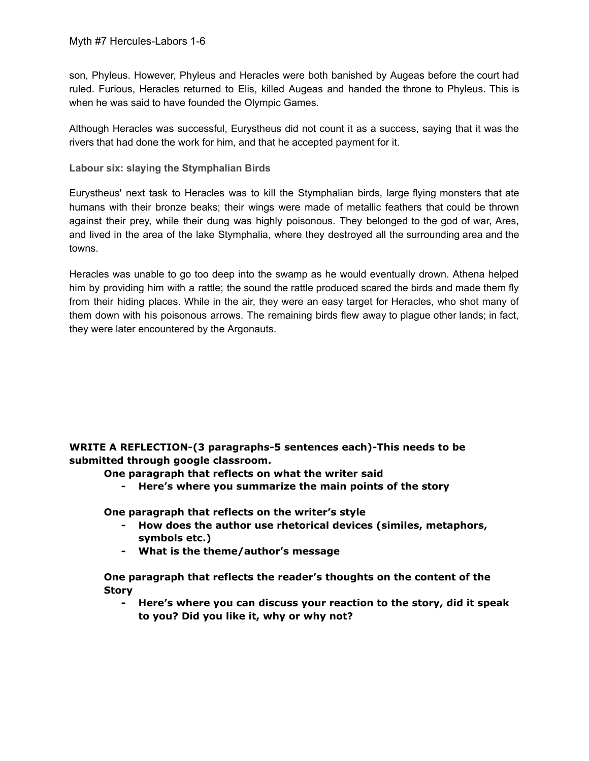son, Phyleus. However, Phyleus and Heracles were both banished by Augeas before the court had ruled. Furious, Heracles returned to Elis, killed Augeas and handed the throne to Phyleus. This is when he was said to have founded the Olympic Games.

Although Heracles was successful, Eurystheus did not count it as a success, saying that it was the rivers that had done the work for him, and that he accepted payment for it.

### Labour six: slaying the Stymphalian Birds

Eurystheus' next task to Heracles was to kill the Stymphalian birds, large flying monsters that ate humans with their bronze beaks; their wings were made of metallic feathers that could be thrown against their prey, while their dung was highly poisonous. They belonged to the god of war, Ares, and lived in the area of the lake Stymphalia, where they destroyed all the surrounding area and the towns.

Heracles was unable to go too deep into the swamp as he would eventually drown. Athena helped him by providing him with a rattle; the sound the rattle produced scared the birds and made them fly from their hiding places. While in the air, they were an easy target for Heracles, who shot many of them down with his poisonous arrows. The remaining birds flew away to plague other lands; in fact, they were later encountered by the Argonauts.

**WRITE A REFLECTION-(3 paragraphs-5 sentences each)-This needs to be submitted through google classroom.**

**One paragraph that reflects on what the writer said**

- **Here's where you summarize the main points of the story**

**One paragraph that reflects on the writer's style**

- **How does the author use rhetorical devices (similes, metaphors, symbols etc.)**
- **What is the theme/author's message**

**One paragraph that reflects the reader's thoughts on the content of the Story**

- **Here's where you can discuss your reaction to the story, did it speak to you? Did you like it, why or why not?**